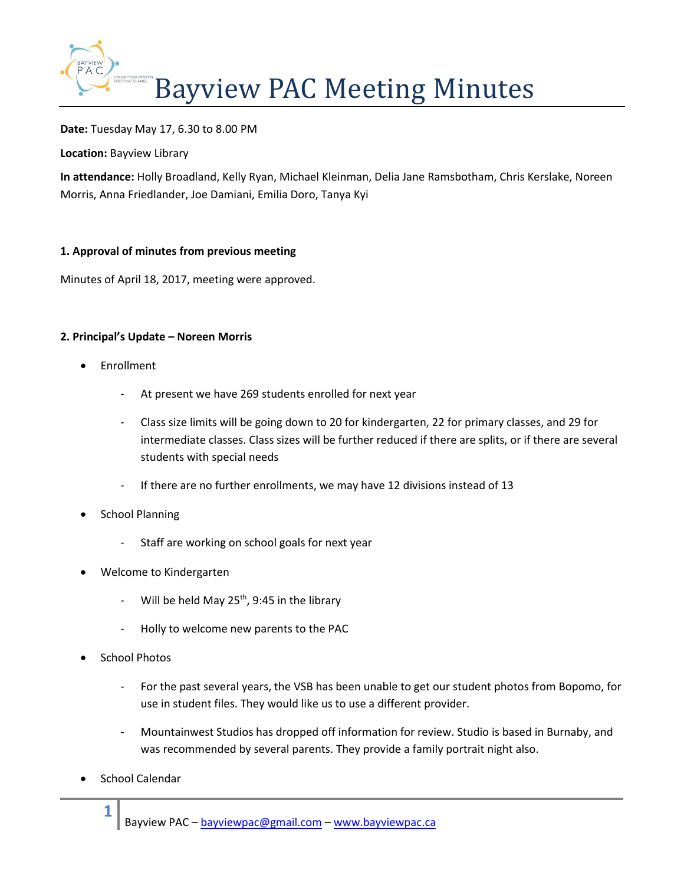# Bayview PAC Meeting Minutes

**Date:** Tuesday May 17, 6.30 to 8.00 PM

**Location:** Bayview Library

**In attendance:** Holly Broadland, Kelly Ryan, Michael Kleinman, Delia Jane Ramsbotham, Chris Kerslake, Noreen Morris, Anna Friedlander, Joe Damiani, Emilia Doro, Tanya Kyi

**1. Approval of minutes from previous meeting**

Minutes of April 18, 2017, meeting were approved.

**2. Principal's Update – Noreen Morris**

- Enrollment
  - At present we have 269 students enrolled for next year
  - Class size limits will be going down to 20 for kindergarten, 22 for primary classes, and 29 for intermediate classes. Class sizes will be further reduced if there are splits, or if there are several students with special needs
  - If there are no further enrollments, we may have 12 divisions instead of 13
- School Planning
  - Staff are working on school goals for next year
- Welcome to Kindergarten
  - Will be held May 25th, 9:45 in the library
  - Holly to welcome new parents to the PAC
- School Photos
  - For the past several years, the VSB has been unable to get our student photos from Bopomo, for use in student files. They would like us to use a different provider.
  - Mountainwest Studios has dropped off information for review. Studio is based in Burnaby, and was recommended by several parents. They provide a family portrait night also.
- School Calendar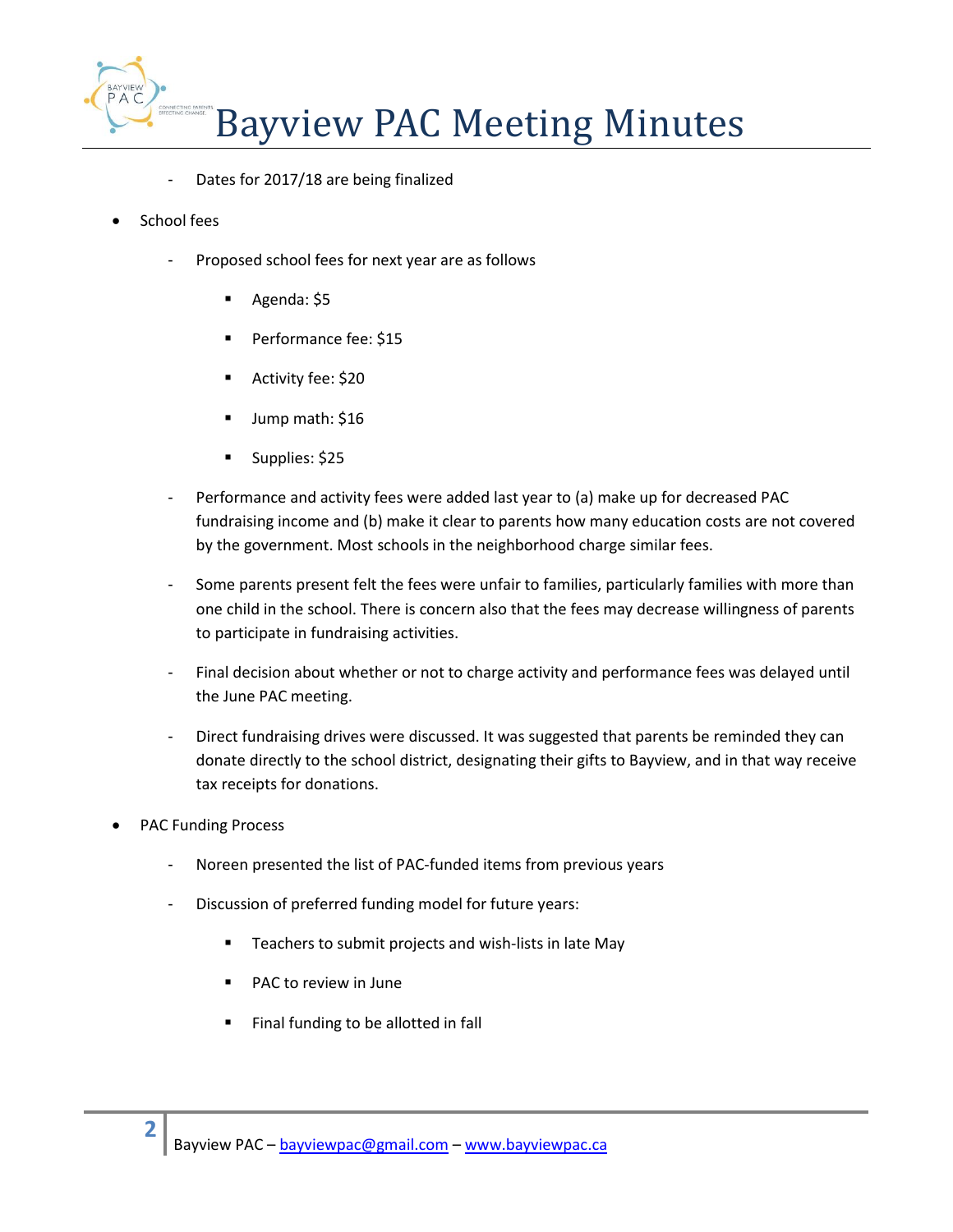- Dates for 2017/18 are being finalized

- School fees
  - Proposed school fees for next year are as follows
    - Agenda: $5
    - Performance fee: $15
    - Activity fee: $20
    - Jump math: $16
    - Supplies: $25
  - Performance and activity fees were added last year to (a) make up for decreased PAC fundraising income and (b) make it clear to parents how many education costs are not covered by the government. Most schools in the neighborhood charge similar fees.
  - Some parents present felt the fees were unfair to families, particularly families with more than one child in the school. There is concern also that the fees may decrease willingness of parents to participate in fundraising activities.
  - Final decision about whether or not to charge activity and performance fees was delayed until the June PAC meeting.
  - Direct fundraising drives were discussed. It was suggested that parents be reminded they can donate directly to the school district, designating their gifts to Bayview, and in that way receive tax receipts for donations.

- PAC Funding Process
  - Noreen presented the list of PAC-funded items from previous years
  - Discussion of preferred funding model for future years:
    - Teachers to submit projects and wish-lists in late May
    - PAC to review in June
    - Final funding to be allotted in fall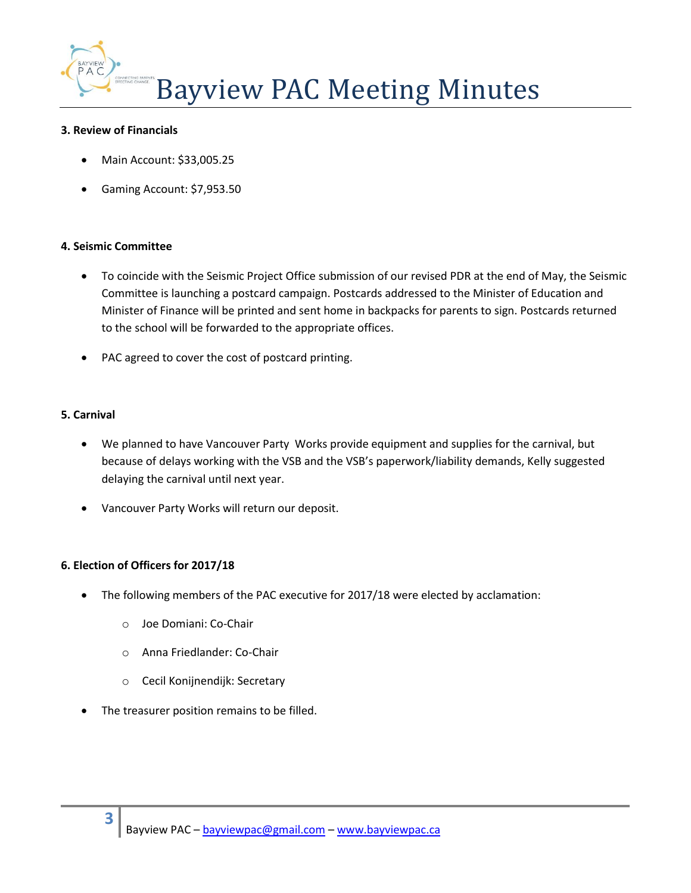**3. Review of Financials**

- Main Account: $33,005.25
- Gaming Account: $7,953.50

**4. Seismic Committee**

- To coincide with the Seismic Project Office submission of our revised PDR at the end of May, the Seismic Committee is launching a postcard campaign. Postcards addressed to the Minister of Education and Minister of Finance will be printed and sent home in backpacks for parents to sign. Postcards returned to the school will be forwarded to the appropriate offices.
- PAC agreed to cover the cost of postcard printing.

**5. Carnival**

- We planned to have Vancouver Party Works provide equipment and supplies for the carnival, but because of delays working with the VSB and the VSB's paperwork/liability demands, Kelly suggested delaying the carnival until next year.
- Vancouver Party Works will return our deposit.

**6. Election of Officers for 2017/18**

- The following members of the PAC executive for 2017/18 were elected by acclamation:
    - Joe Domiani: Co-Chair
    - Anna Friedlander: Co-Chair
    - Cecil Konijnendijk: Secretary
- The treasurer position remains to be filled.